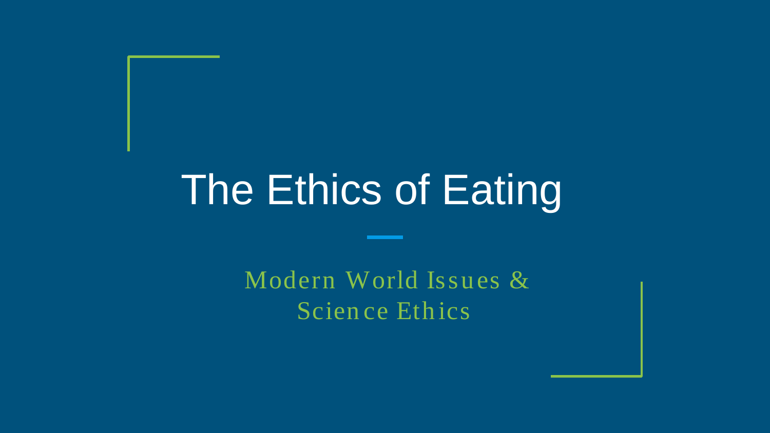# The Ethics of Eating

Modern World Issues & Science Ethics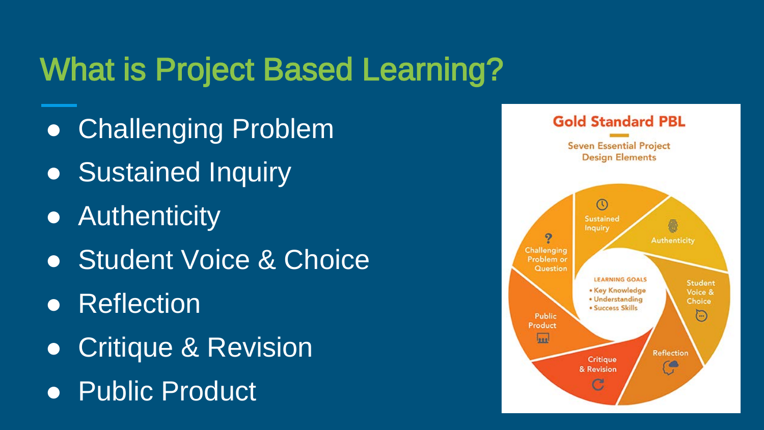# What is Project Based Learning?

- Challenging Problem
- Sustained Inquiry
- Authenticity
- Student Voice & Choice
- Reflection
- Critique & Revision
- Public Product

**Gold Standard PBL**

Seven Essential Project Design Elements

- Challenging Problem or Question
- Sustained Inquiry
- Authenticity
- Student Voice & Choice
- Reflection
- Critique & Revision
- Public Product

LEARNING GOALS

- Key Knowledge
- Understanding
- Success Skills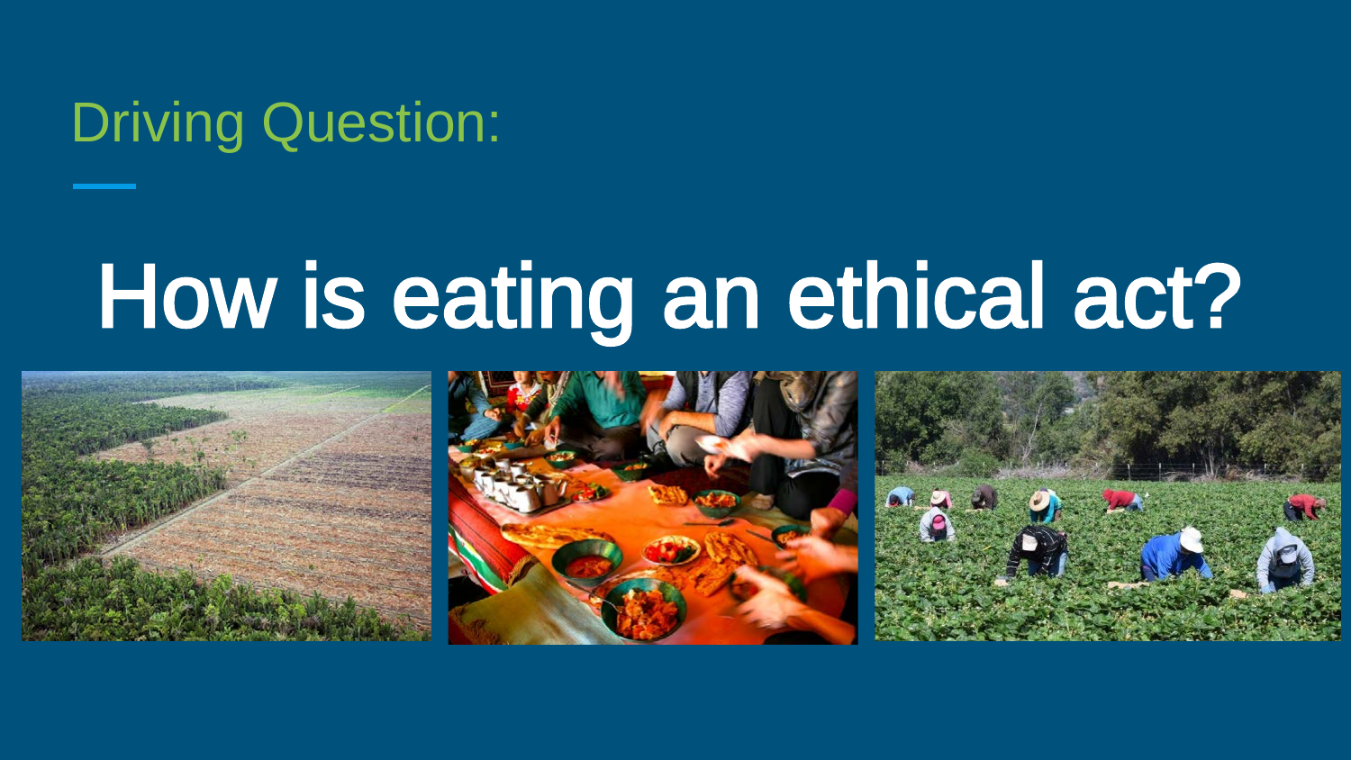## Driving Question:

# How is eating an ethical act?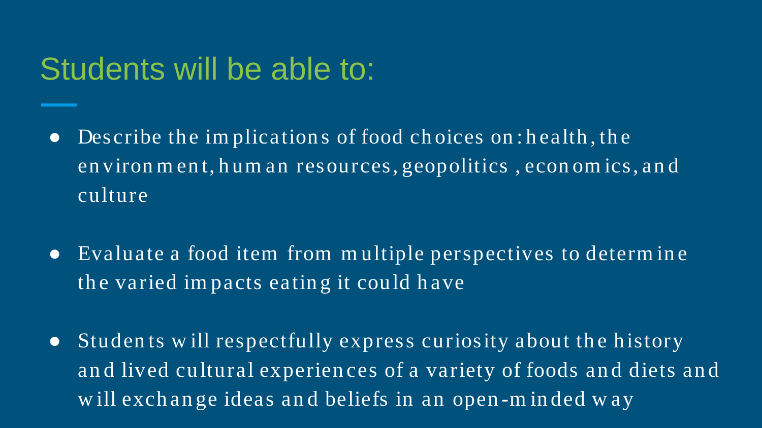## Students will be able to:

- Describe the implications of food choices on: health, the environment, human resources, geopolitics, economics, and culture
- Evaluate a food item from multiple perspectives to determine the varied impacts eating it could have
- Students will respectfully express curiosity about the history and lived cultural experiences of a variety of foods and diets and will exchange ideas and beliefs in an open-minded way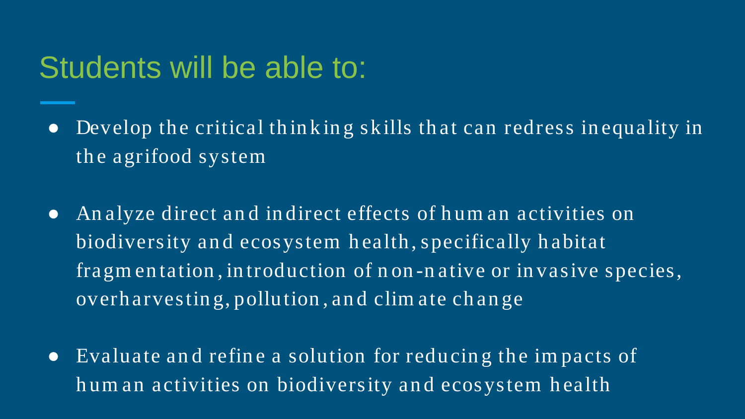## Students will be able to:

- Develop the critical thinking skills that can redress inequality in the agrifood system
- Analyze direct and indirect effects of human activities on biodiversity and ecosystem health, specifically habitat fragmentation, introduction of non-native or invasive species, overharvesting, pollution, and climate change
- Evaluate and refine a solution for reducing the impacts of human activities on biodiversity and ecosystem health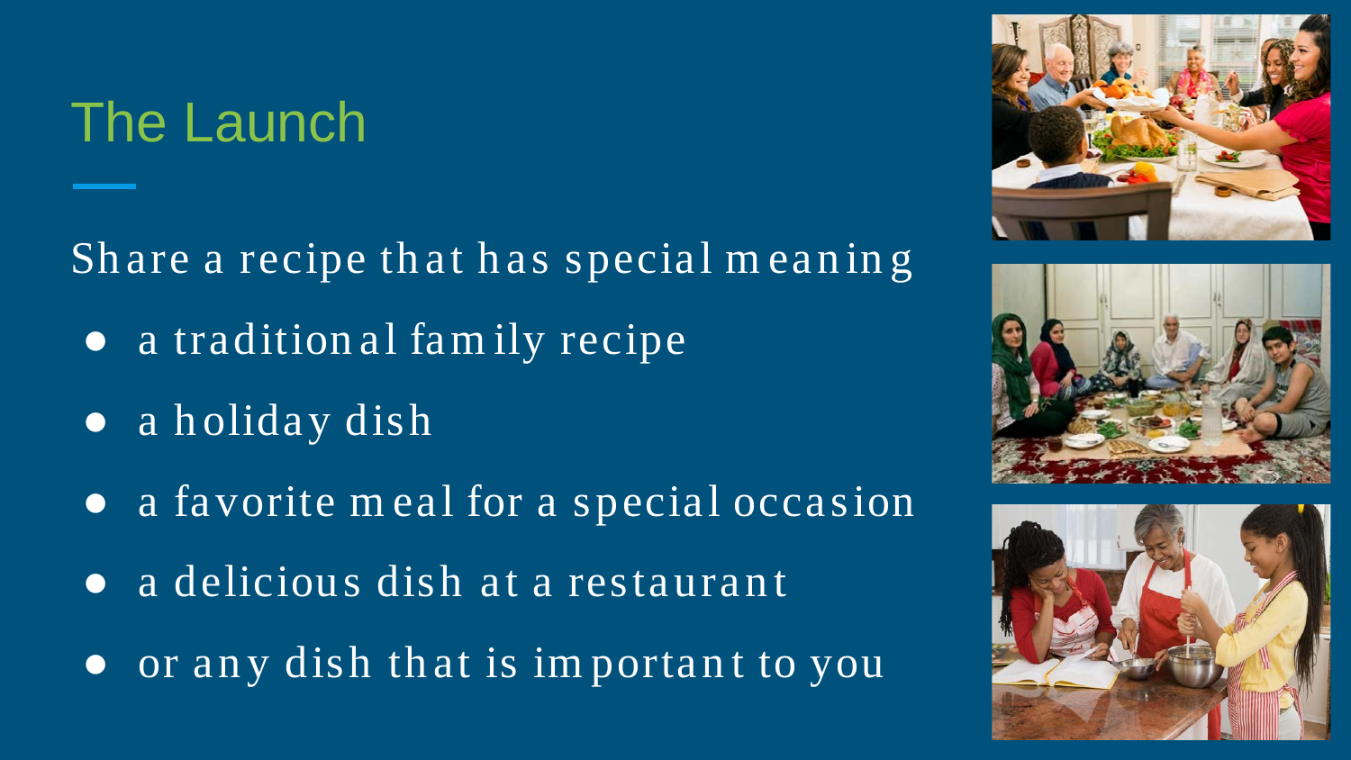# The Launch

Share a recipe that has special meaning

- a traditional family recipe
- a holiday dish
- a favorite meal for a special occasion
- a delicious dish at a restaurant
- or any dish that is important to you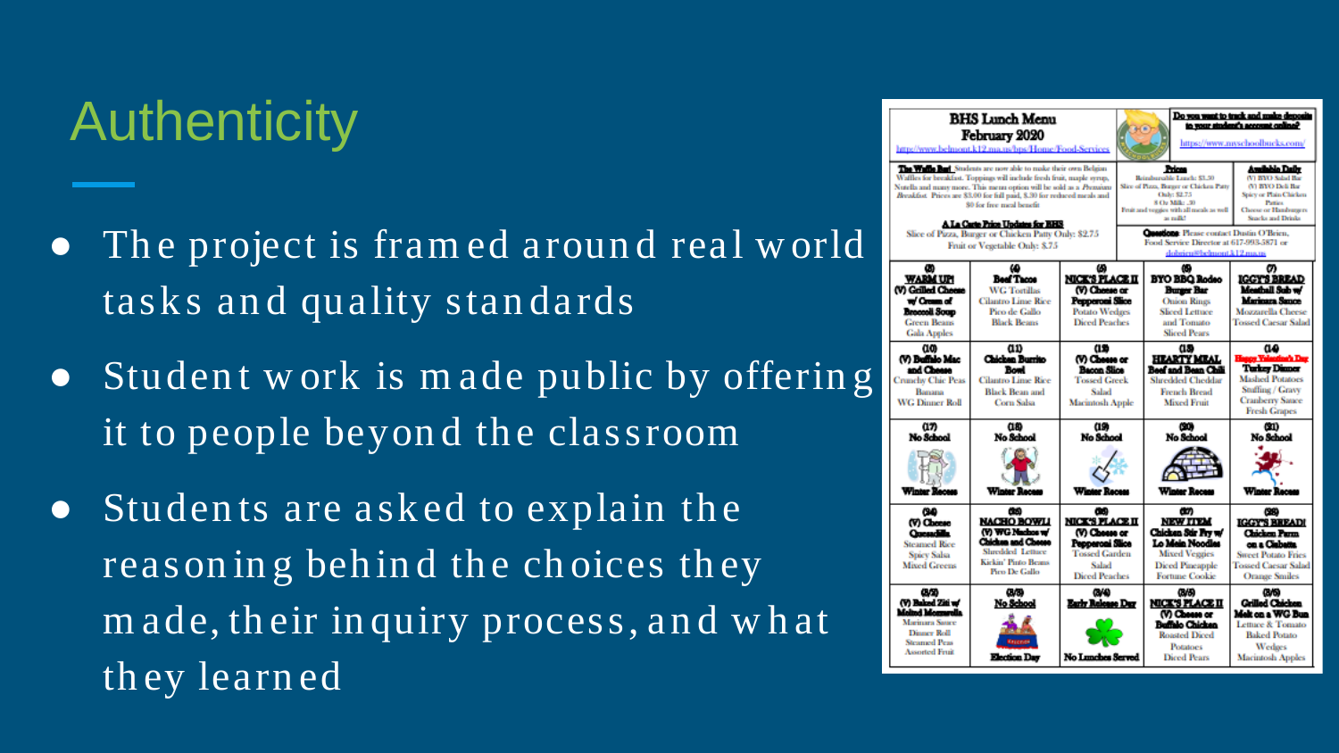# Authenticity

- The project is framed around real world tasks and quality standards
- Student work is made public by offering it to people beyond the classroom
- Students are asked to explain the reasoning behind the choices they made, their inquiry process, and what they learned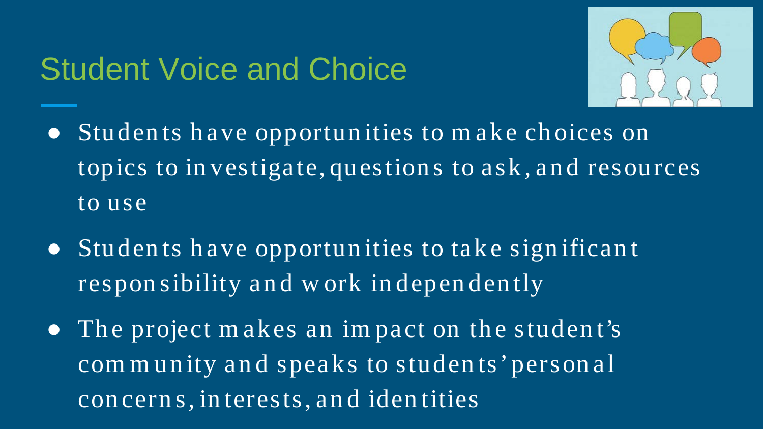# Student Voice and Choice

- Students have opportunities to make choices on topics to investigate, questions to ask, and resources to use
- Students have opportunities to take significant responsibility and work independently
- The project makes an impact on the student's community and speaks to students' personal concerns, interests, and identities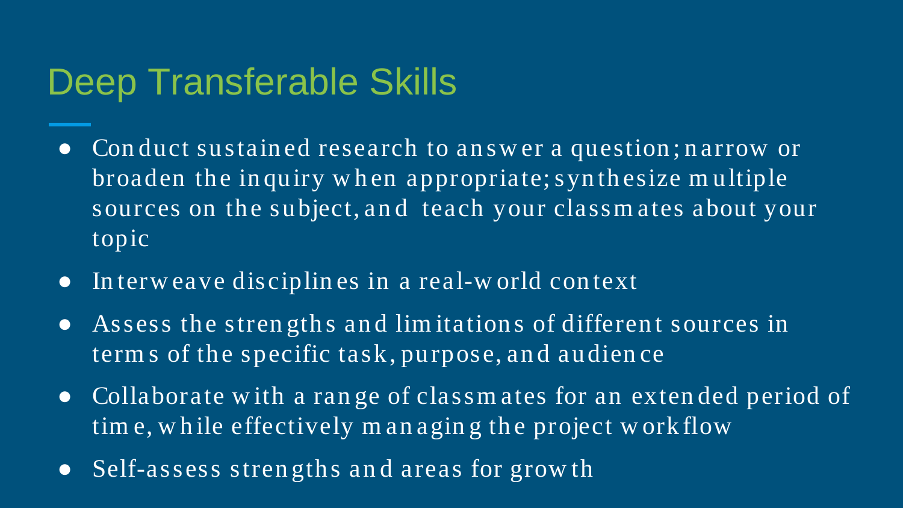# Deep Transferable Skills

- Conduct sustained research to answer a question; narrow or broaden the inquiry when appropriate; synthesize multiple sources on the subject, and teach your classmates about your topic
- Interweave disciplines in a real-world context
- Assess the strengths and limitations of different sources in terms of the specific task, purpose, and audience
- Collaborate with a range of classmates for an extended period of time, while effectively managing the project workflow
- Self-assess strengths and areas for growth